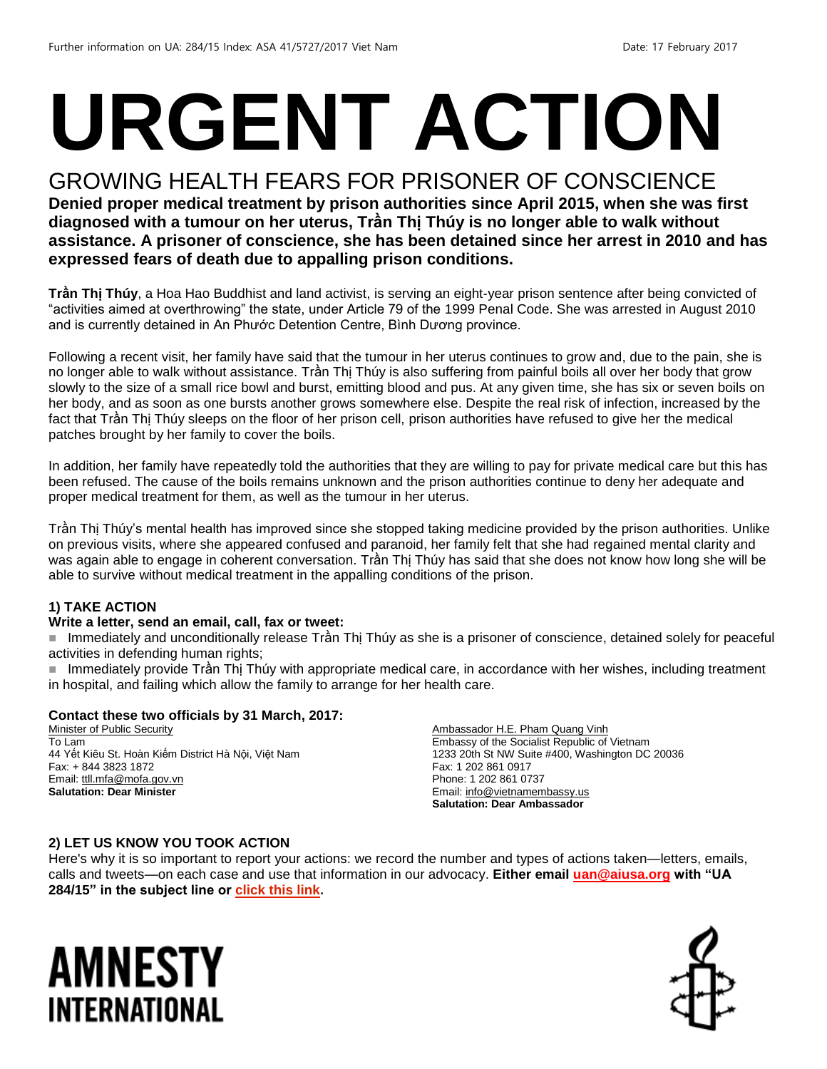Further information on UA: 284/15 Index: ASA 41/5727/2017 Viet Nam Date: 17 February 2017

# URGENT ACTION

## GROWING HEALTH FEARS FOR PRISONER OF CONSCIENCE

**Denied proper medical treatment by prison authorities since April 2015, when she was first diagnosed with a tumour on her uterus, Trần Thị Thúy is no longer able to walk without assistance. A prisoner of conscience, she has been detained since her arrest in 2010 and has expressed fears of death due to appalling prison conditions.**

**Trần Thị Thúy**, a Hoa Hao Buddhist and land activist, is serving an eight-year prison sentence after being convicted of "activities aimed at overthrowing" the state, under Article 79 of the 1999 Penal Code. She was arrested in August 2010 and is currently detained in An Phước Detention Centre, Bình Dương province.

Following a recent visit, her family have said that the tumour in her uterus continues to grow and, due to the pain, she is no longer able to walk without assistance. Trần Thị Thúy is also suffering from painful boils all over her body that grow slowly to the size of a small rice bowl and burst, emitting blood and pus. At any given time, she has six or seven boils on her body, and as soon as one bursts another grows somewhere else. Despite the real risk of infection, increased by the fact that Trần Thị Thúy sleeps on the floor of her prison cell, prison authorities have refused to give her the medical patches brought by her family to cover the boils.

In addition, her family have repeatedly told the authorities that they are willing to pay for private medical care but this has been refused. The cause of the boils remains unknown and the prison authorities continue to deny her adequate and proper medical treatment for them, as well as the tumour in her uterus.

Trần Thị Thúy's mental health has improved since she stopped taking medicine provided by the prison authorities. Unlike on previous visits, where she appeared confused and paranoid, her family felt that she had regained mental clarity and was again able to engage in coherent conversation. Trần Thị Thúy has said that she does not know how long she will be able to survive without medical treatment in the appalling conditions of the prison.

### 1) TAKE ACTION

**Write a letter, send an email, call, fax or tweet:**

- Immediately and unconditionally release Trần Thị Thúy as she is a prisoner of conscience, detained solely for peaceful activities in defending human rights;
- Immediately provide Trần Thị Thúy with appropriate medical care, in accordance with her wishes, including treatment in hospital, and failing which allow the family to arrange for her health care.

**Contact these two officials by 31 March, 2017:**

Minister of Public Security
To Lam
44 Yết Kiêu St. Hoàn Kiếm District Hà Nội, Việt Nam
Fax: + 844 3823 1872
Email: ttll.mfa@mofa.gov.vn
**Salutation: Dear Minister**

Ambassador H.E. Pham Quang Vinh
Embassy of the Socialist Republic of Vietnam
1233 20th St NW Suite #400, Washington DC 20036
Fax: 1 202 861 0917
Phone: 1 202 861 0737
Email: info@vietnamembassy.us
**Salutation: Dear Ambassador**

### 2) LET US KNOW YOU TOOK ACTION

Here's why it is so important to report your actions: we record the number and types of actions taken—letters, emails, calls and tweets—on each case and use that information in our advocacy. **Either email uan@aiusa.org with "UA 284/15" in the subject line or click this link.**

AMNESTY INTERNATIONAL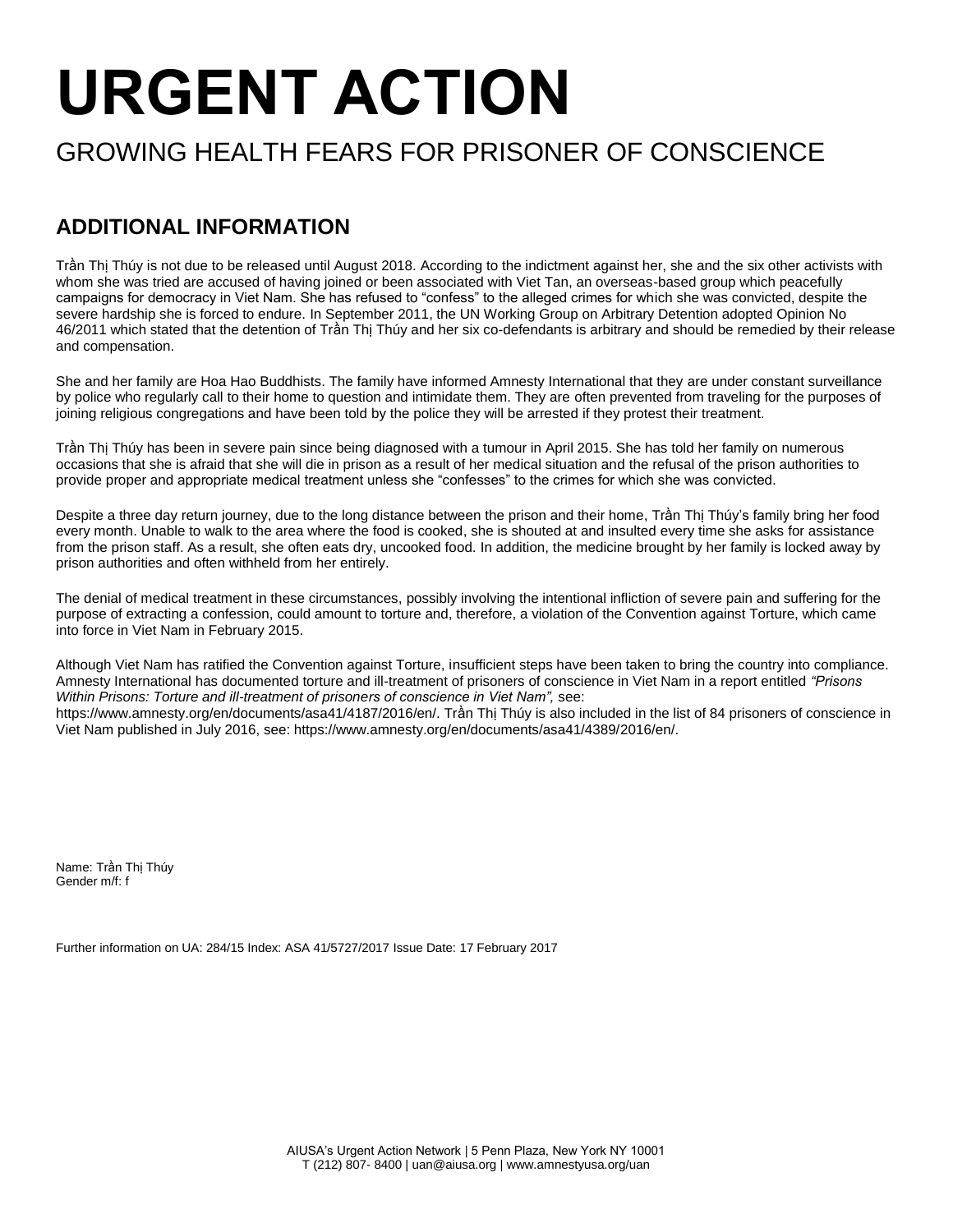# URGENT ACTION

## GROWING HEALTH FEARS FOR PRISONER OF CONSCIENCE

### ADDITIONAL INFORMATION

Trần Thị Thúy is not due to be released until August 2018. According to the indictment against her, she and the six other activists with whom she was tried are accused of having joined or been associated with Viet Tan, an overseas-based group which peacefully campaigns for democracy in Viet Nam. She has refused to "confess" to the alleged crimes for which she was convicted, despite the severe hardship she is forced to endure. In September 2011, the UN Working Group on Arbitrary Detention adopted Opinion No 46/2011 which stated that the detention of Trần Thị Thúy and her six co-defendants is arbitrary and should be remedied by their release and compensation.

She and her family are Hoa Hao Buddhists. The family have informed Amnesty International that they are under constant surveillance by police who regularly call to their home to question and intimidate them. They are often prevented from traveling for the purposes of joining religious congregations and have been told by the police they will be arrested if they protest their treatment.

Trần Thị Thúy has been in severe pain since being diagnosed with a tumour in April 2015. She has told her family on numerous occasions that she is afraid that she will die in prison as a result of her medical situation and the refusal of the prison authorities to provide proper and appropriate medical treatment unless she "confesses" to the crimes for which she was convicted.

Despite a three day return journey, due to the long distance between the prison and their home, Trần Thị Thúy's family bring her food every month. Unable to walk to the area where the food is cooked, she is shouted at and insulted every time she asks for assistance from the prison staff. As a result, she often eats dry, uncooked food. In addition, the medicine brought by her family is locked away by prison authorities and often withheld from her entirely.

The denial of medical treatment in these circumstances, possibly involving the intentional infliction of severe pain and suffering for the purpose of extracting a confession, could amount to torture and, therefore, a violation of the Convention against Torture, which came into force in Viet Nam in February 2015.

Although Viet Nam has ratified the Convention against Torture, insufficient steps have been taken to bring the country into compliance. Amnesty International has documented torture and ill-treatment of prisoners of conscience in Viet Nam in a report entitled *"Prisons Within Prisons: Torture and ill-treatment of prisoners of conscience in Viet Nam",* see: https://www.amnesty.org/en/documents/asa41/4187/2016/en/. Trần Thị Thúy is also included in the list of 84 prisoners of conscience in Viet Nam published in July 2016, see: https://www.amnesty.org/en/documents/asa41/4389/2016/en/.

Name: Trần Thị Thúy
Gender m/f: f

Further information on UA: 284/15 Index: ASA 41/5727/2017 Issue Date: 17 February 2017

AIUSA's Urgent Action Network | 5 Penn Plaza, New York NY 10001
T (212) 807- 8400 | uan@aiusa.org | www.amnestyusa.org/uan